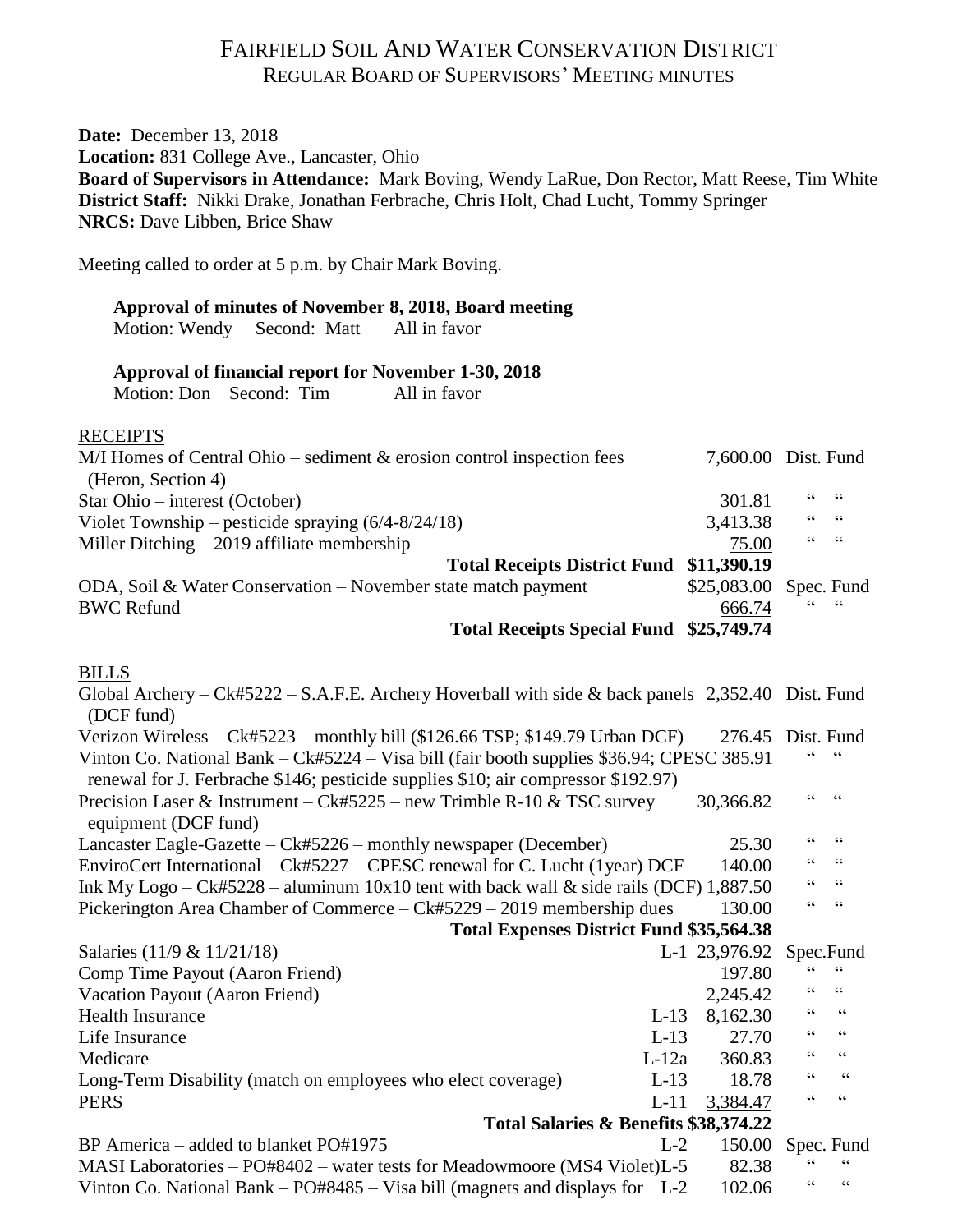# Fairfield Soil and Water Conservation District

## Regular Board of Supervisors' Meeting Minutes

**Date:** December 13, 2018
**Location:** 831 College Ave., Lancaster, Ohio
**Board of Supervisors in Attendance:** Mark Boving, Wendy LaRue, Don Rector, Matt Reese, Tim White
**District Staff:** Nikki Drake, Jonathan Ferbrache, Chris Holt, Chad Lucht, Tommy Springer
**NRCS:** Dave Libben, Brice Shaw

Meeting called to order at 5 p.m. by Chair Mark Boving.

**Approval of minutes of November 8, 2018, Board meeting**
Motion: Wendy Second: Matt All in favor

**Approval of financial report for November 1-30, 2018**
Motion: Don Second: Tim All in favor

RECEIPTS

| Description | Amount | Fund |
|---|---|---|
| M/I Homes of Central Ohio – sediment & erosion control inspection fees (Heron, Section 4) | 7,600.00 | Dist. Fund |
| Star Ohio – interest (October) | 301.81 | " " |
| Violet Township – pesticide spraying (6/4-8/24/18) | 3,413.38 | " " |
| Miller Ditching – 2019 affiliate membership | 75.00 | " " |
| **Total Receipts District Fund** | **$11,390.19** | |
| ODA, Soil & Water Conservation – November state match payment | $25,083.00 | Spec. Fund |
| BWC Refund | 666.74 | " " |
| **Total Receipts Special Fund** | **$25,749.74** | |

BILLS

| Description | | Amount | Fund |
|---|---|---|---|
| Global Archery – Ck#5222 – S.A.F.E. Archery Hoverball with side & back panels (DCF fund) | | 2,352.40 | Dist. Fund |
| Verizon Wireless – Ck#5223 – monthly bill ($126.66 TSP; $149.79 Urban DCF) | | 276.45 | Dist. Fund |
| Vinton Co. National Bank – Ck#5224 – Visa bill (fair booth supplies $36.94; CPESC renewal for J. Ferbrache $146; pesticide supplies $10; air compressor $192.97) | | 385.91 | " " |
| Precision Laser & Instrument – Ck#5225 – new Trimble R-10 & TSC survey equipment (DCF fund) | | 30,366.82 | " " |
| Lancaster Eagle-Gazette – Ck#5226 – monthly newspaper (December) | | 25.30 | " " |
| EnviroCert International – Ck#5227 – CPESC renewal for C. Lucht (1year) DCF | | 140.00 | " " |
| Ink My Logo – Ck#5228 – aluminum 10x10 tent with back wall & side rails (DCF) | | 1,887.50 | " " |
| Pickerington Area Chamber of Commerce – Ck#5229 – 2019 membership dues | | 130.00 | " " |
| **Total Expenses District Fund** | | **$35,564.38** | |
| Salaries (11/9 & 11/21/18) | L-1 | 23,976.92 | Spec.Fund |
| Comp Time Payout (Aaron Friend) | | 197.80 | " " |
| Vacation Payout (Aaron Friend) | | 2,245.42 | " " |
| Health Insurance | L-13 | 8,162.30 | " " |
| Life Insurance | L-13 | 27.70 | " " |
| Medicare | L-12a | 360.83 | " " |
| Long-Term Disability (match on employees who elect coverage) | L-13 | 18.78 | " " |
| PERS | L-11 | 3,384.47 | " " |
| **Total Salaries & Benefits** | | **$38,374.22** | |
| BP America – added to blanket PO#1975 | L-2 | 150.00 | Spec. Fund |
| MASI Laboratories – PO#8402 – water tests for Meadowmoore (MS4 Violet) | L-5 | 82.38 | " " |
| Vinton Co. National Bank – PO#8485 – Visa bill (magnets and displays for | L-2 | 102.06 | " " |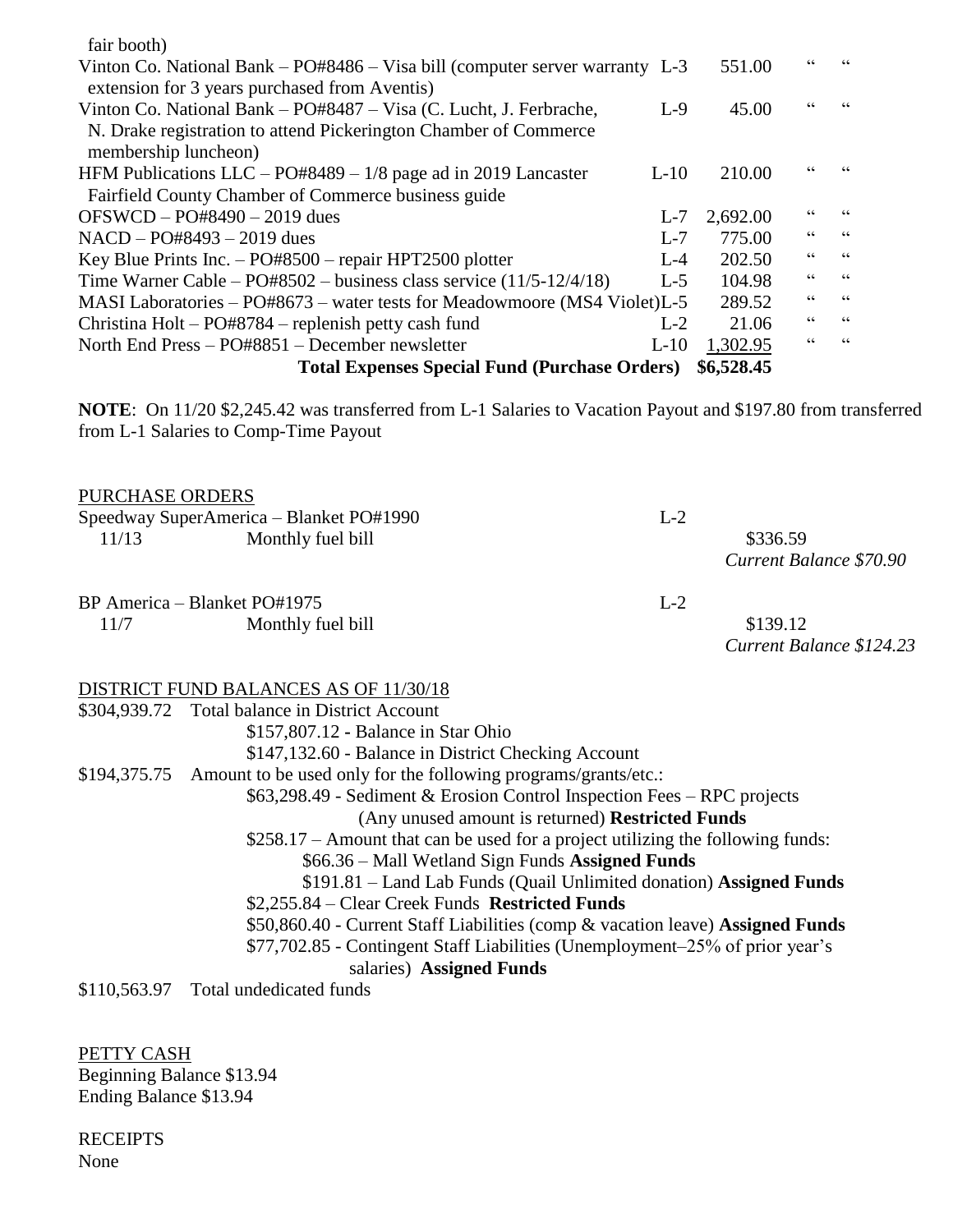fair booth)

| | | | | |
|---|---|---|---|---|
| Vinton Co. National Bank – PO#8486 – Visa bill (computer server warranty extension for 3 years purchased from Aventis) | L-3 | 551.00 | " | " |
| Vinton Co. National Bank – PO#8487 – Visa (C. Lucht, J. Ferbrache, N. Drake registration to attend Pickerington Chamber of Commerce membership luncheon) | L-9 | 45.00 | " | " |
| HFM Publications LLC – PO#8489 – 1/8 page ad in 2019 Lancaster Fairfield County Chamber of Commerce business guide | L-10 | 210.00 | " | " |
| OFSWCD – PO#8490 – 2019 dues | L-7 | 2,692.00 | " | " |
| NACD – PO#8493 – 2019 dues | L-7 | 775.00 | " | " |
| Key Blue Prints Inc. – PO#8500 – repair HPT2500 plotter | L-4 | 202.50 | " | " |
| Time Warner Cable – PO#8502 – business class service (11/5-12/4/18) | L-5 | 104.98 | " | " |
| MASI Laboratories – PO#8673 – water tests for Meadowmoore (MS4 Violet) | L-5 | 289.52 | " | " |
| Christina Holt – PO#8784 – replenish petty cash fund | L-2 | 21.06 | " | " |
| North End Press – PO#8851 – December newsletter | L-10 | 1,302.95 | " | " |
| **Total Expenses Special Fund (Purchase Orders)** | | **\$6,528.45** | | |

**NOTE**: On 11/20 \$2,245.42 was transferred from L-1 Salaries to Vacation Payout and \$197.80 from transferred from L-1 Salaries to Comp-Time Payout

PURCHASE ORDERS

Speedway SuperAmerica – Blanket PO#1990 L-2

11/13 Monthly fuel bill \$336.59

*Current Balance \$70.90*

BP America – Blanket PO#1975 L-2

11/7 Monthly fuel bill \$139.12

*Current Balance \$124.23*

DISTRICT FUND BALANCES AS OF 11/30/18

\$304,939.72 Total balance in District Account
- \$157,807.12 - Balance in Star Ohio
- \$147,132.60 - Balance in District Checking Account

\$194,375.75 Amount to be used only for the following programs/grants/etc.:
- \$63,298.49 - Sediment & Erosion Control Inspection Fees – RPC projects (Any unused amount is returned) **Restricted Funds**
- \$258.17 – Amount that can be used for a project utilizing the following funds:
  - \$66.36 – Mall Wetland Sign Funds **Assigned Funds**
  - \$191.81 – Land Lab Funds (Quail Unlimited donation) **Assigned Funds**
- \$2,255.84 – Clear Creek Funds **Restricted Funds**
- \$50,860.40 - Current Staff Liabilities (comp & vacation leave) **Assigned Funds**
- \$77,702.85 - Contingent Staff Liabilities (Unemployment–25% of prior year's salaries) **Assigned Funds**

\$110,563.97 Total undedicated funds

PETTY CASH

Beginning Balance \$13.94

Ending Balance \$13.94

RECEIPTS

None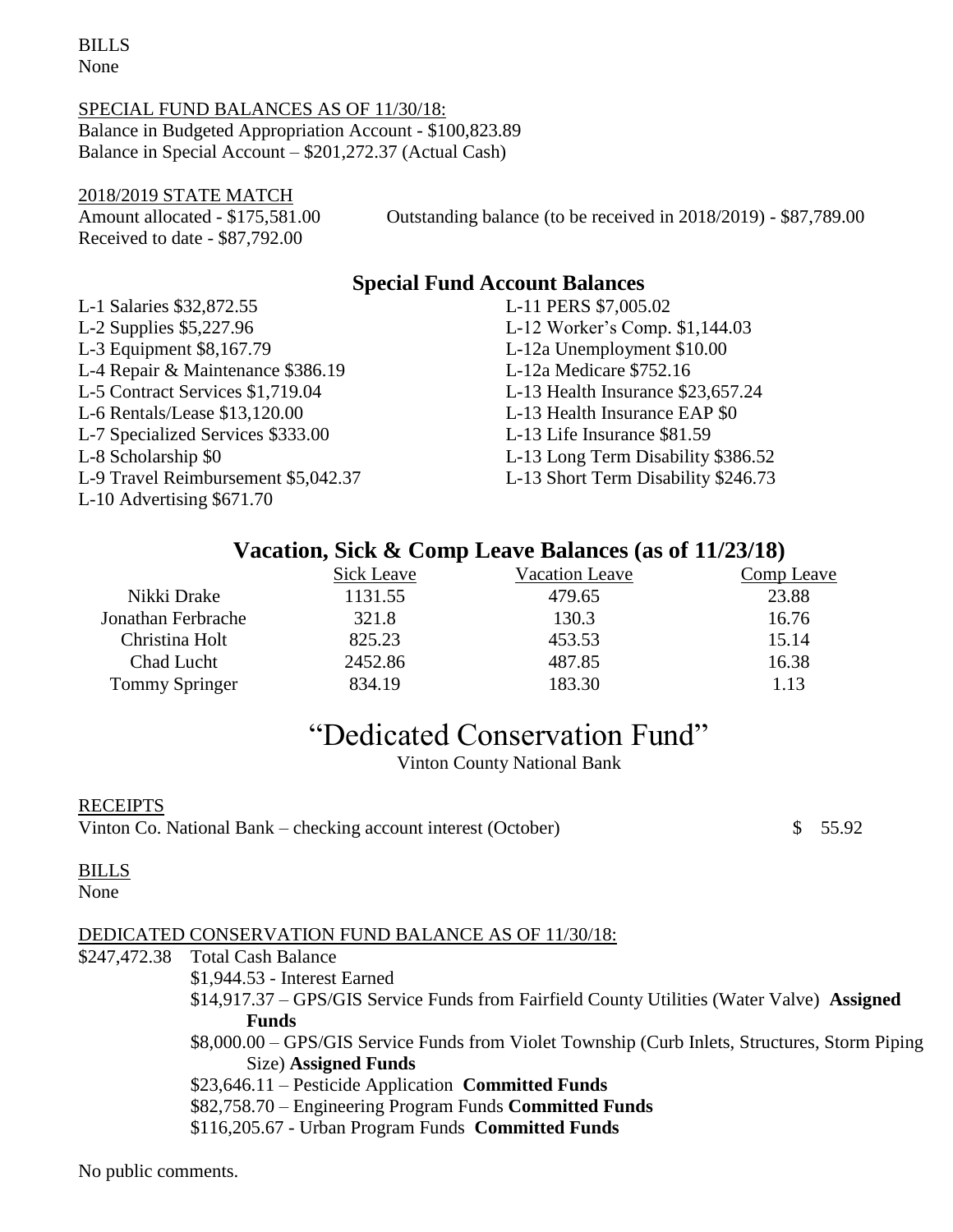BILLS
None

SPECIAL FUND BALANCES AS OF 11/30/18:
Balance in Budgeted Appropriation Account - $100,823.89
Balance in Special Account – $201,272.37 (Actual Cash)

2018/2019 STATE MATCH
Amount allocated - $175,581.00
Received to date - $87,792.00
Outstanding balance (to be received in 2018/2019) - $87,789.00

## Special Fund Account Balances

L-1 Salaries $32,872.55
L-2 Supplies $5,227.96
L-3 Equipment $8,167.79
L-4 Repair & Maintenance $386.19
L-5 Contract Services $1,719.04
L-6 Rentals/Lease $13,120.00
L-7 Specialized Services $333.00
L-8 Scholarship $0
L-9 Travel Reimbursement $5,042.37
L-10 Advertising $671.70
L-11 PERS $7,005.02
L-12 Worker's Comp. $1,144.03
L-12a Unemployment $10.00
L-12a Medicare $752.16
L-13 Health Insurance $23,657.24
L-13 Health Insurance EAP $0
L-13 Life Insurance $81.59
L-13 Long Term Disability $386.52
L-13 Short Term Disability $246.73

## Vacation, Sick & Comp Leave Balances (as of 11/23/18)

| | Sick Leave | Vacation Leave | Comp Leave |
|---|---|---|---|
| Nikki Drake | 1131.55 | 479.65 | 23.88 |
| Jonathan Ferbrache | 321.8 | 130.3 | 16.76 |
| Christina Holt | 825.23 | 453.53 | 15.14 |
| Chad Lucht | 2452.86 | 487.85 | 16.38 |
| Tommy Springer | 834.19 | 183.30 | 1.13 |

# "Dedicated Conservation Fund"

Vinton County National Bank

RECEIPTS
Vinton Co. National Bank – checking account interest (October) $ 55.92

BILLS
None

DEDICATED CONSERVATION FUND BALANCE AS OF 11/30/18:

$247,472.38 Total Cash Balance
- $1,944.53 - Interest Earned
- $14,917.37 – GPS/GIS Service Funds from Fairfield County Utilities (Water Valve) **Assigned Funds**
- $8,000.00 – GPS/GIS Service Funds from Violet Township (Curb Inlets, Structures, Storm Piping Size) **Assigned Funds**
- $23,646.11 – Pesticide Application **Committed Funds**
- $82,758.70 – Engineering Program Funds **Committed Funds**
- $116,205.67 - Urban Program Funds **Committed Funds**

No public comments.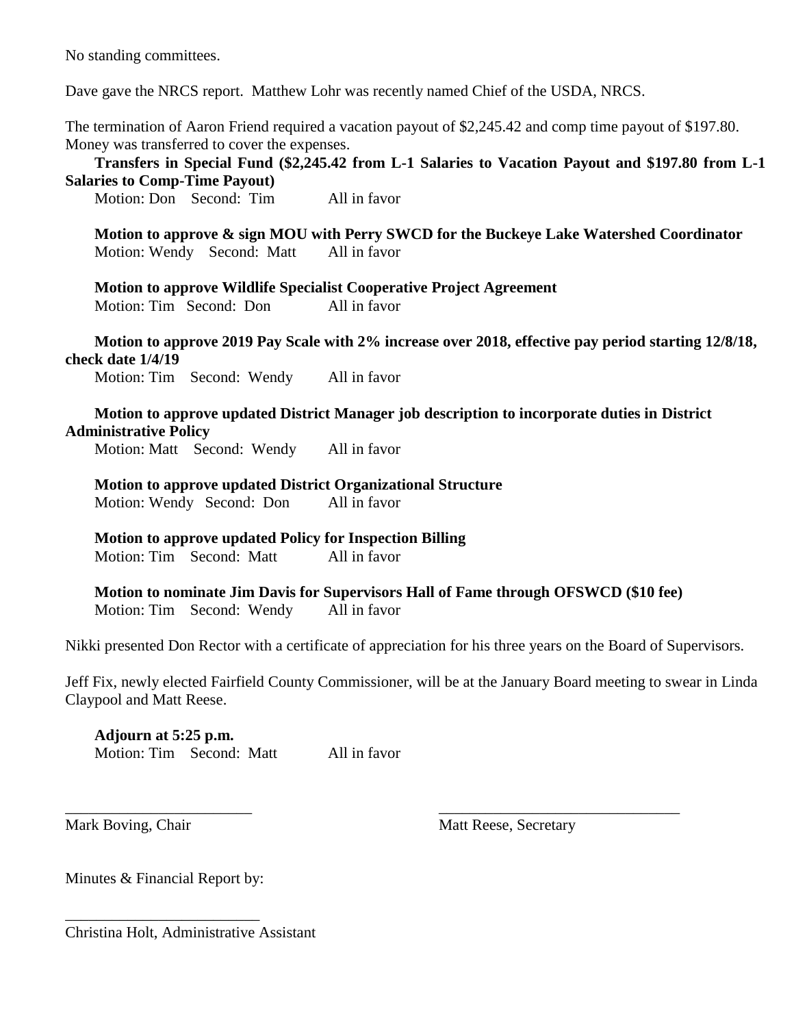No standing committees.

Dave gave the NRCS report. Matthew Lohr was recently named Chief of the USDA, NRCS.

The termination of Aaron Friend required a vacation payout of $2,245.42 and comp time payout of $197.80. Money was transferred to cover the expenses.

**Transfers in Special Fund ($2,245.42 from L-1 Salaries to Vacation Payout and $197.80 from L-1 Salaries to Comp-Time Payout)**
Motion: Don Second: Tim All in favor

**Motion to approve & sign MOU with Perry SWCD for the Buckeye Lake Watershed Coordinator**
Motion: Wendy Second: Matt All in favor

**Motion to approve Wildlife Specialist Cooperative Project Agreement**
Motion: Tim Second: Don All in favor

**Motion to approve 2019 Pay Scale with 2% increase over 2018, effective pay period starting 12/8/18, check date 1/4/19**
Motion: Tim Second: Wendy All in favor

**Motion to approve updated District Manager job description to incorporate duties in District Administrative Policy**
Motion: Matt Second: Wendy All in favor

**Motion to approve updated District Organizational Structure**
Motion: Wendy Second: Don All in favor

**Motion to approve updated Policy for Inspection Billing**
Motion: Tim Second: Matt All in favor

**Motion to nominate Jim Davis for Supervisors Hall of Fame through OFSWCD ($10 fee)**
Motion: Tim Second: Wendy All in favor

Nikki presented Don Rector with a certificate of appreciation for his three years on the Board of Supervisors.

Jeff Fix, newly elected Fairfield County Commissioner, will be at the January Board meeting to swear in Linda Claypool and Matt Reese.

**Adjourn at 5:25 p.m.**
Motion: Tim Second: Matt All in favor

________________________ ________________________
Mark Boving, Chair Matt Reese, Secretary

Minutes & Financial Report by:

________________________
Christina Holt, Administrative Assistant